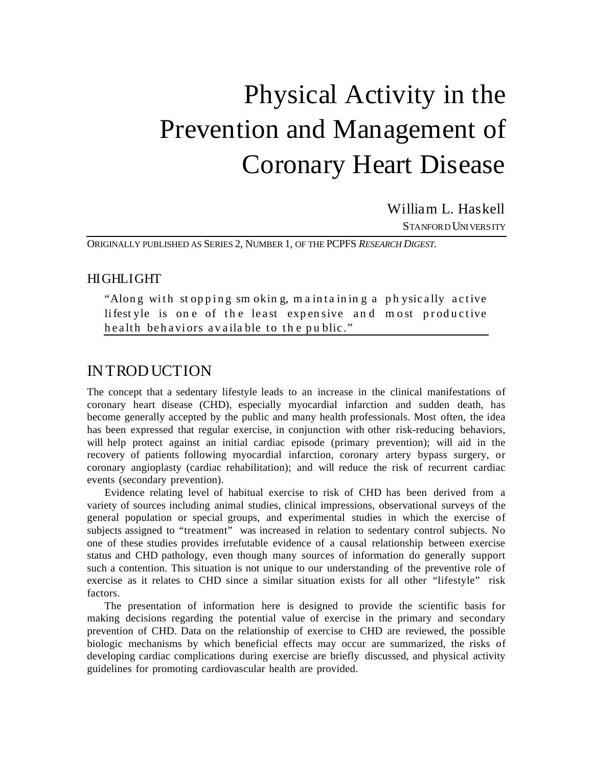# Physical Activity in the Prevention and Management of Coronary Heart Disease

William L. Haskell

STANFORD UNIVERSITY

ORIGINALLY PUBLISHED AS SERIES 2, NUMBER 1, OF THE PCPFS *RESEARCH DIGEST*.

## HIGHLIGHT

"Along with stopping smoking, maintaining a physically active lifestyle is one of the least expensive and most productive health behaviors available to the public."

## INTRODUCTION

The concept that a sedentary lifestyle leads to an increase in the clinical manifestations of coronary heart disease (CHD), especially myocardial infarction and sudden death, has become generally accepted by the public and many health professionals. Most often, the idea has been expressed that regular exercise, in conjunction with other risk-reducing behaviors, will help protect against an initial cardiac episode (primary prevention); will aid in the recovery of patients following myocardial infarction, coronary artery bypass surgery, or coronary angioplasty (cardiac rehabilitation); and will reduce the risk of recurrent cardiac events (secondary prevention).

Evidence relating level of habitual exercise to risk of CHD has been derived from a variety of sources including animal studies, clinical impressions, observational surveys of the general population or special groups, and experimental studies in which the exercise of subjects assigned to "treatment" was increased in relation to sedentary control subjects. No one of these studies provides irrefutable evidence of a causal relationship between exercise status and CHD pathology, even though many sources of information do generally support such a contention. This situation is not unique to our understanding of the preventive role of exercise as it relates to CHD since a similar situation exists for all other "lifestyle" risk factors.

The presentation of information here is designed to provide the scientific basis for making decisions regarding the potential value of exercise in the primary and secondary prevention of CHD. Data on the relationship of exercise to CHD are reviewed, the possible biologic mechanisms by which beneficial effects may occur are summarized, the risks of developing cardiac complications during exercise are briefly discussed, and physical activity guidelines for promoting cardiovascular health are provided.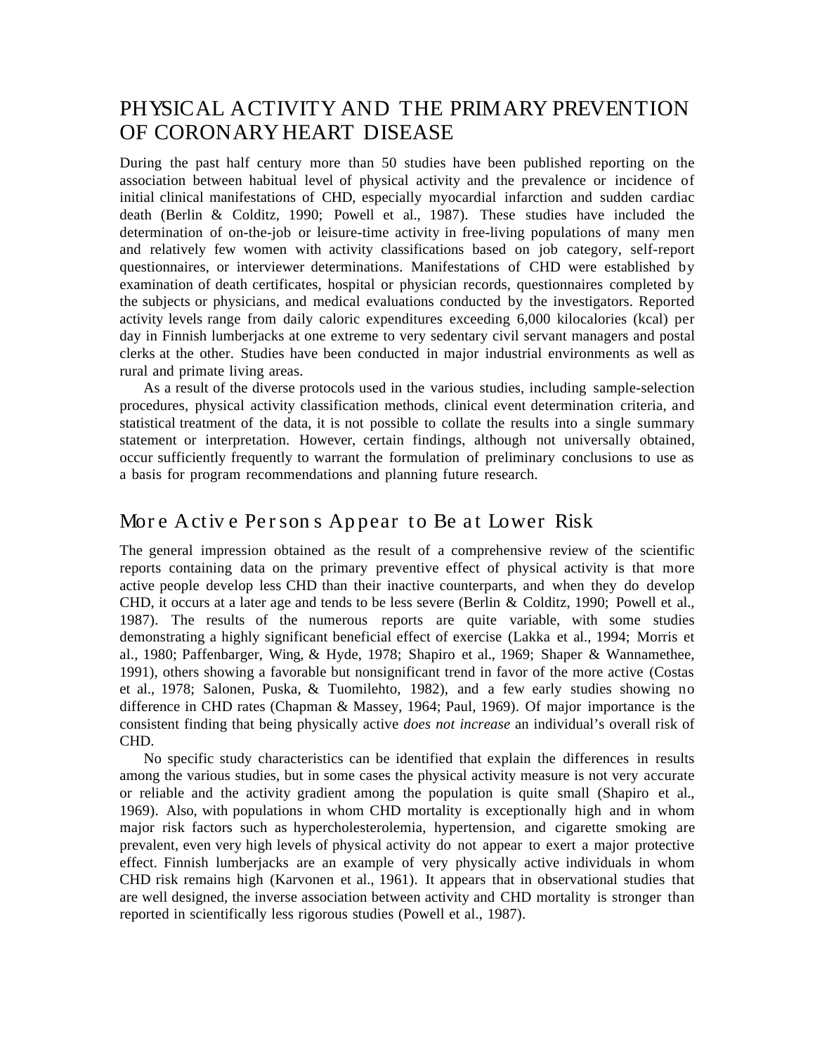## PHYSICAL ACTIVITY AND THE PRIMARY PREVENTION OF CORONARY HEART DISEASE

During the past half century more than 50 studies have been published reporting on the association between habitual level of physical activity and the prevalence or incidence of initial clinical manifestations of CHD, especially myocardial infarction and sudden cardiac death (Berlin & Colditz, 1990; Powell et al., 1987). These studies have included the determination of on-the-job or leisure-time activity in free-living populations of many men and relatively few women with activity classifications based on job category, self-report questionnaires, or interviewer determinations. Manifestations of CHD were established by examination of death certificates, hospital or physician records, questionnaires completed by the subjects or physicians, and medical evaluations conducted by the investigators. Reported activity levels range from daily caloric expenditures exceeding 6,000 kilocalories (kcal) per day in Finnish lumberjacks at one extreme to very sedentary civil servant managers and postal clerks at the other. Studies have been conducted in major industrial environments as well as rural and primate living areas.

As a result of the diverse protocols used in the various studies, including sample-selection procedures, physical activity classification methods, clinical event determination criteria, and statistical treatment of the data, it is not possible to collate the results into a single summary statement or interpretation. However, certain findings, although not universally obtained, occur sufficiently frequently to warrant the formulation of preliminary conclusions to use as a basis for program recommendations and planning future research.

### More Active Persons Appear to Be at Lower Risk

The general impression obtained as the result of a comprehensive review of the scientific reports containing data on the primary preventive effect of physical activity is that more active people develop less CHD than their inactive counterparts, and when they do develop CHD, it occurs at a later age and tends to be less severe (Berlin & Colditz, 1990; Powell et al., 1987). The results of the numerous reports are quite variable, with some studies demonstrating a highly significant beneficial effect of exercise (Lakka et al., 1994; Morris et al., 1980; Paffenbarger, Wing, & Hyde, 1978; Shapiro et al., 1969; Shaper & Wannamethee, 1991), others showing a favorable but nonsignificant trend in favor of the more active (Costas et al., 1978; Salonen, Puska, & Tuomilehto, 1982), and a few early studies showing no difference in CHD rates (Chapman & Massey, 1964; Paul, 1969). Of major importance is the consistent finding that being physically active *does not increase* an individual's overall risk of CHD.

No specific study characteristics can be identified that explain the differences in results among the various studies, but in some cases the physical activity measure is not very accurate or reliable and the activity gradient among the population is quite small (Shapiro et al., 1969). Also, with populations in whom CHD mortality is exceptionally high and in whom major risk factors such as hypercholesterolemia, hypertension, and cigarette smoking are prevalent, even very high levels of physical activity do not appear to exert a major protective effect. Finnish lumberjacks are an example of very physically active individuals in whom CHD risk remains high (Karvonen et al., 1961). It appears that in observational studies that are well designed, the inverse association between activity and CHD mortality is stronger than reported in scientifically less rigorous studies (Powell et al., 1987).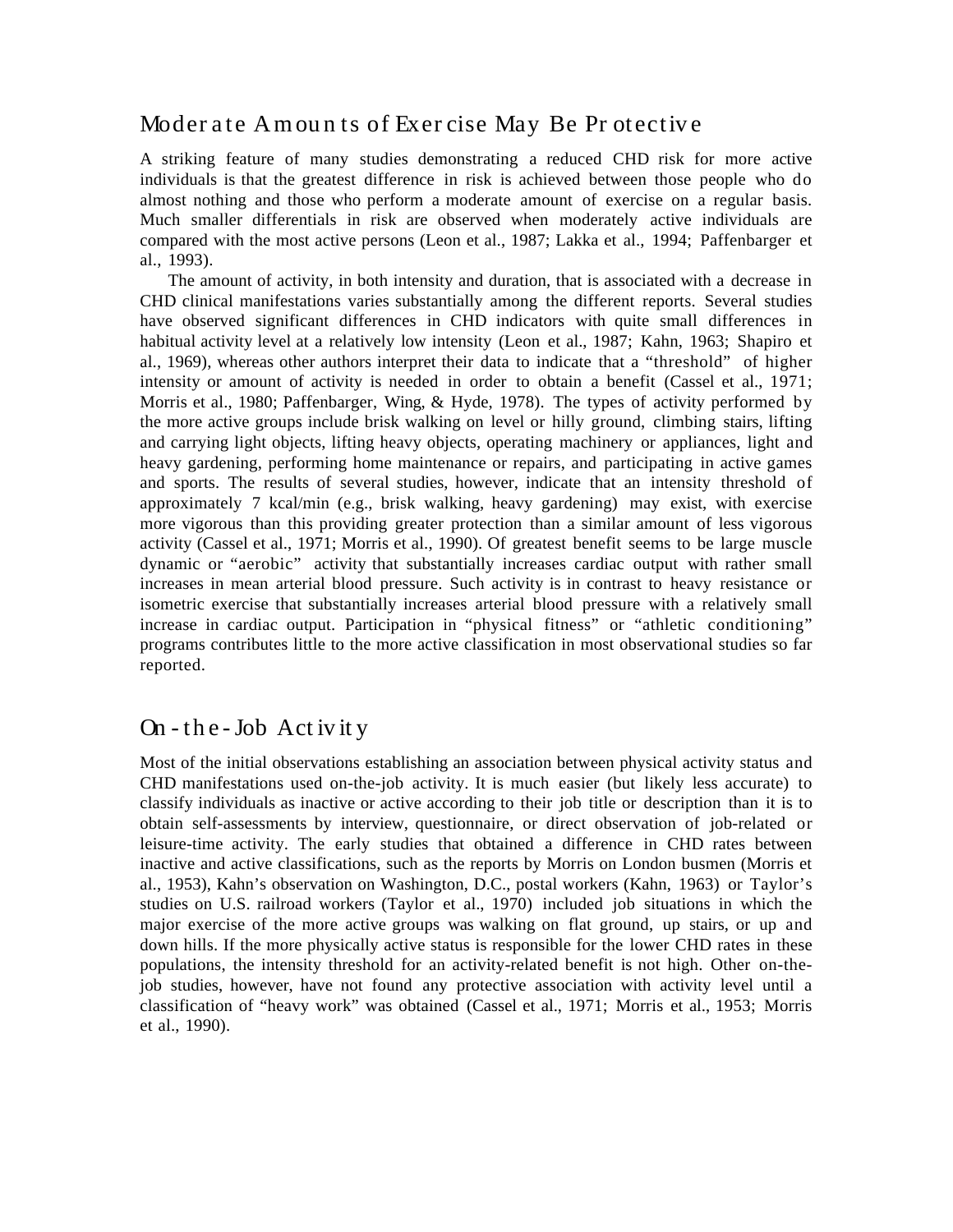## Moderate Amounts of Exercise May Be Protective

A striking feature of many studies demonstrating a reduced CHD risk for more active individuals is that the greatest difference in risk is achieved between those people who do almost nothing and those who perform a moderate amount of exercise on a regular basis. Much smaller differentials in risk are observed when moderately active individuals are compared with the most active persons (Leon et al., 1987; Lakka et al., 1994; Paffenbarger et al., 1993).

The amount of activity, in both intensity and duration, that is associated with a decrease in CHD clinical manifestations varies substantially among the different reports. Several studies have observed significant differences in CHD indicators with quite small differences in habitual activity level at a relatively low intensity (Leon et al., 1987; Kahn, 1963; Shapiro et al., 1969), whereas other authors interpret their data to indicate that a "threshold" of higher intensity or amount of activity is needed in order to obtain a benefit (Cassel et al., 1971; Morris et al., 1980; Paffenbarger, Wing, & Hyde, 1978). The types of activity performed by the more active groups include brisk walking on level or hilly ground, climbing stairs, lifting and carrying light objects, lifting heavy objects, operating machinery or appliances, light and heavy gardening, performing home maintenance or repairs, and participating in active games and sports. The results of several studies, however, indicate that an intensity threshold of approximately 7 kcal/min (e.g., brisk walking, heavy gardening) may exist, with exercise more vigorous than this providing greater protection than a similar amount of less vigorous activity (Cassel et al., 1971; Morris et al., 1990). Of greatest benefit seems to be large muscle dynamic or "aerobic" activity that substantially increases cardiac output with rather small increases in mean arterial blood pressure. Such activity is in contrast to heavy resistance or isometric exercise that substantially increases arterial blood pressure with a relatively small increase in cardiac output. Participation in "physical fitness" or "athletic conditioning" programs contributes little to the more active classification in most observational studies so far reported.

## On-the-Job Activity

Most of the initial observations establishing an association between physical activity status and CHD manifestations used on-the-job activity. It is much easier (but likely less accurate) to classify individuals as inactive or active according to their job title or description than it is to obtain self-assessments by interview, questionnaire, or direct observation of job-related or leisure-time activity. The early studies that obtained a difference in CHD rates between inactive and active classifications, such as the reports by Morris on London busmen (Morris et al., 1953), Kahn's observation on Washington, D.C., postal workers (Kahn, 1963) or Taylor's studies on U.S. railroad workers (Taylor et al., 1970) included job situations in which the major exercise of the more active groups was walking on flat ground, up stairs, or up and down hills. If the more physically active status is responsible for the lower CHD rates in these populations, the intensity threshold for an activity-related benefit is not high. Other on-the-job studies, however, have not found any protective association with activity level until a classification of "heavy work" was obtained (Cassel et al., 1971; Morris et al., 1953; Morris et al., 1990).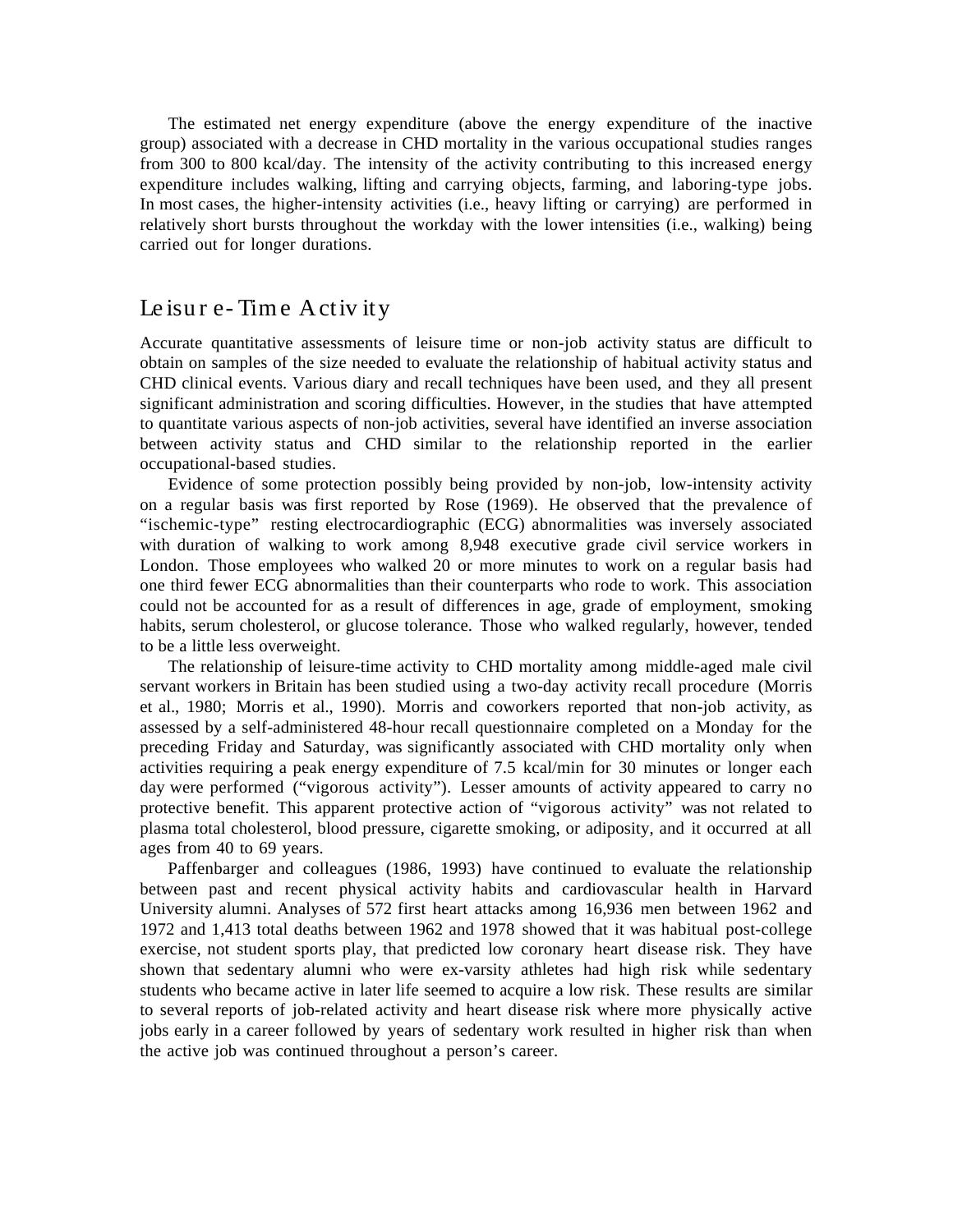The estimated net energy expenditure (above the energy expenditure of the inactive group) associated with a decrease in CHD mortality in the various occupational studies ranges from 300 to 800 kcal/day. The intensity of the activity contributing to this increased energy expenditure includes walking, lifting and carrying objects, farming, and laboring-type jobs. In most cases, the higher-intensity activities (i.e., heavy lifting or carrying) are performed in relatively short bursts throughout the workday with the lower intensities (i.e., walking) being carried out for longer durations.

## Leisure-Time Activity

Accurate quantitative assessments of leisure time or non-job activity status are difficult to obtain on samples of the size needed to evaluate the relationship of habitual activity status and CHD clinical events. Various diary and recall techniques have been used, and they all present significant administration and scoring difficulties. However, in the studies that have attempted to quantitate various aspects of non-job activities, several have identified an inverse association between activity status and CHD similar to the relationship reported in the earlier occupational-based studies.

Evidence of some protection possibly being provided by non-job, low-intensity activity on a regular basis was first reported by Rose (1969). He observed that the prevalence of "ischemic-type" resting electrocardiographic (ECG) abnormalities was inversely associated with duration of walking to work among 8,948 executive grade civil service workers in London. Those employees who walked 20 or more minutes to work on a regular basis had one third fewer ECG abnormalities than their counterparts who rode to work. This association could not be accounted for as a result of differences in age, grade of employment, smoking habits, serum cholesterol, or glucose tolerance. Those who walked regularly, however, tended to be a little less overweight.

The relationship of leisure-time activity to CHD mortality among middle-aged male civil servant workers in Britain has been studied using a two-day activity recall procedure (Morris et al., 1980; Morris et al., 1990). Morris and coworkers reported that non-job activity, as assessed by a self-administered 48-hour recall questionnaire completed on a Monday for the preceding Friday and Saturday, was significantly associated with CHD mortality only when activities requiring a peak energy expenditure of 7.5 kcal/min for 30 minutes or longer each day were performed ("vigorous activity"). Lesser amounts of activity appeared to carry no protective benefit. This apparent protective action of "vigorous activity" was not related to plasma total cholesterol, blood pressure, cigarette smoking, or adiposity, and it occurred at all ages from 40 to 69 years.

Paffenbarger and colleagues (1986, 1993) have continued to evaluate the relationship between past and recent physical activity habits and cardiovascular health in Harvard University alumni. Analyses of 572 first heart attacks among 16,936 men between 1962 and 1972 and 1,413 total deaths between 1962 and 1978 showed that it was habitual post-college exercise, not student sports play, that predicted low coronary heart disease risk. They have shown that sedentary alumni who were ex-varsity athletes had high risk while sedentary students who became active in later life seemed to acquire a low risk. These results are similar to several reports of job-related activity and heart disease risk where more physically active jobs early in a career followed by years of sedentary work resulted in higher risk than when the active job was continued throughout a person's career.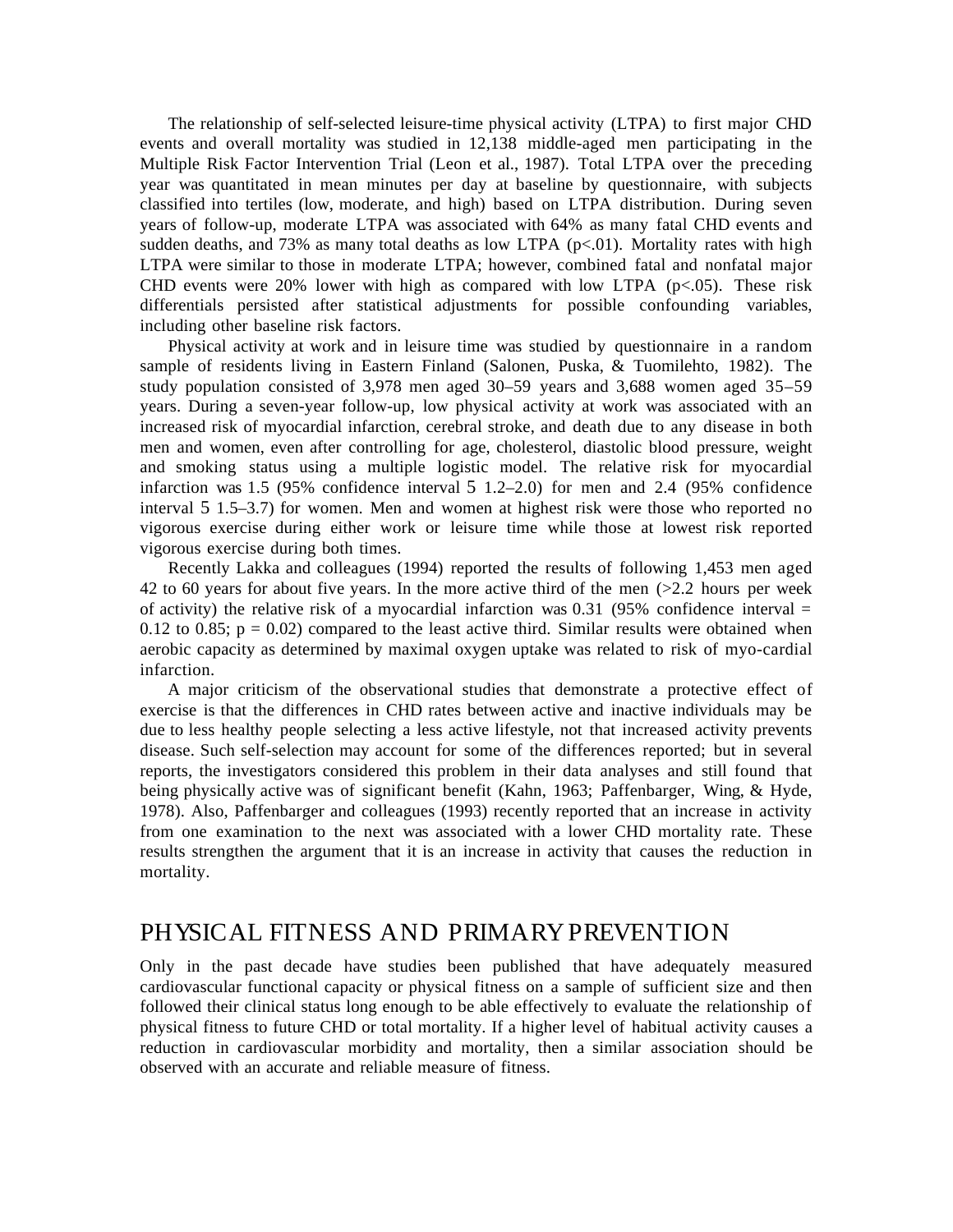The relationship of self-selected leisure-time physical activity (LTPA) to first major CHD events and overall mortality was studied in 12,138 middle-aged men participating in the Multiple Risk Factor Intervention Trial (Leon et al., 1987). Total LTPA over the preceding year was quantitated in mean minutes per day at baseline by questionnaire, with subjects classified into tertiles (low, moderate, and high) based on LTPA distribution. During seven years of follow-up, moderate LTPA was associated with 64% as many fatal CHD events and sudden deaths, and 73% as many total deaths as low LTPA ($p<.01$). Mortality rates with high LTPA were similar to those in moderate LTPA; however, combined fatal and nonfatal major CHD events were 20% lower with high as compared with low LTPA ($p<.05$). These risk differentials persisted after statistical adjustments for possible confounding variables, including other baseline risk factors.

Physical activity at work and in leisure time was studied by questionnaire in a random sample of residents living in Eastern Finland (Salonen, Puska, & Tuomilehto, 1982). The study population consisted of 3,978 men aged 30–59 years and 3,688 women aged 35–59 years. During a seven-year follow-up, low physical activity at work was associated with an increased risk of myocardial infarction, cerebral stroke, and death due to any disease in both men and women, even after controlling for age, cholesterol, diastolic blood pressure, weight and smoking status using a multiple logistic model. The relative risk for myocardial infarction was 1.5 (95% confidence interval 5 1.2–2.0) for men and 2.4 (95% confidence interval 5 1.5–3.7) for women. Men and women at highest risk were those who reported no vigorous exercise during either work or leisure time while those at lowest risk reported vigorous exercise during both times.

Recently Lakka and colleagues (1994) reported the results of following 1,453 men aged 42 to 60 years for about five years. In the more active third of the men (>2.2 hours per week of activity) the relative risk of a myocardial infarction was 0.31 (95% confidence interval = 0.12 to 0.85; $p = 0.02$) compared to the least active third. Similar results were obtained when aerobic capacity as determined by maximal oxygen uptake was related to risk of myo-cardial infarction.

A major criticism of the observational studies that demonstrate a protective effect of exercise is that the differences in CHD rates between active and inactive individuals may be due to less healthy people selecting a less active lifestyle, not that increased activity prevents disease. Such self-selection may account for some of the differences reported; but in several reports, the investigators considered this problem in their data analyses and still found that being physically active was of significant benefit (Kahn, 1963; Paffenbarger, Wing, & Hyde, 1978). Also, Paffenbarger and colleagues (1993) recently reported that an increase in activity from one examination to the next was associated with a lower CHD mortality rate. These results strengthen the argument that it is an increase in activity that causes the reduction in mortality.

## PHYSICAL FITNESS AND PRIMARY PREVENTION

Only in the past decade have studies been published that have adequately measured cardiovascular functional capacity or physical fitness on a sample of sufficient size and then followed their clinical status long enough to be able effectively to evaluate the relationship of physical fitness to future CHD or total mortality. If a higher level of habitual activity causes a reduction in cardiovascular morbidity and mortality, then a similar association should be observed with an accurate and reliable measure of fitness.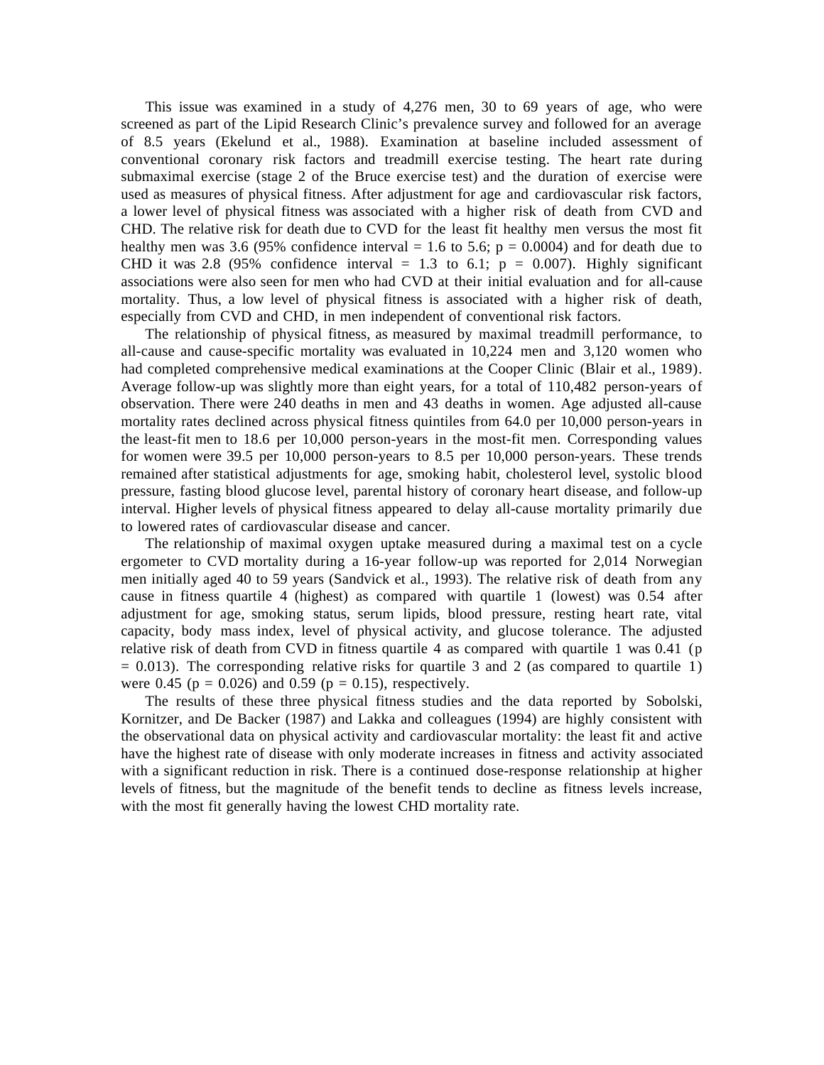This issue was examined in a study of 4,276 men, 30 to 69 years of age, who were screened as part of the Lipid Research Clinic's prevalence survey and followed for an average of 8.5 years (Ekelund et al., 1988). Examination at baseline included assessment of conventional coronary risk factors and treadmill exercise testing. The heart rate during submaximal exercise (stage 2 of the Bruce exercise test) and the duration of exercise were used as measures of physical fitness. After adjustment for age and cardiovascular risk factors, a lower level of physical fitness was associated with a higher risk of death from CVD and CHD. The relative risk for death due to CVD for the least fit healthy men versus the most fit healthy men was 3.6 (95% confidence interval = 1.6 to 5.6; $p = 0.0004$) and for death due to CHD it was 2.8 (95% confidence interval = 1.3 to 6.1; $p = 0.007$). Highly significant associations were also seen for men who had CVD at their initial evaluation and for all-cause mortality. Thus, a low level of physical fitness is associated with a higher risk of death, especially from CVD and CHD, in men independent of conventional risk factors.

The relationship of physical fitness, as measured by maximal treadmill performance, to all-cause and cause-specific mortality was evaluated in 10,224 men and 3,120 women who had completed comprehensive medical examinations at the Cooper Clinic (Blair et al., 1989). Average follow-up was slightly more than eight years, for a total of 110,482 person-years of observation. There were 240 deaths in men and 43 deaths in women. Age adjusted all-cause mortality rates declined across physical fitness quintiles from 64.0 per 10,000 person-years in the least-fit men to 18.6 per 10,000 person-years in the most-fit men. Corresponding values for women were 39.5 per 10,000 person-years to 8.5 per 10,000 person-years. These trends remained after statistical adjustments for age, smoking habit, cholesterol level, systolic blood pressure, fasting blood glucose level, parental history of coronary heart disease, and follow-up interval. Higher levels of physical fitness appeared to delay all-cause mortality primarily due to lowered rates of cardiovascular disease and cancer.

The relationship of maximal oxygen uptake measured during a maximal test on a cycle ergometer to CVD mortality during a 16-year follow-up was reported for 2,014 Norwegian men initially aged 40 to 59 years (Sandvick et al., 1993). The relative risk of death from any cause in fitness quartile 4 (highest) as compared with quartile 1 (lowest) was 0.54 after adjustment for age, smoking status, serum lipids, blood pressure, resting heart rate, vital capacity, body mass index, level of physical activity, and glucose tolerance. The adjusted relative risk of death from CVD in fitness quartile 4 as compared with quartile 1 was 0.41 ($p = 0.013$). The corresponding relative risks for quartile 3 and 2 (as compared to quartile 1) were 0.45 ($p = 0.026$) and 0.59 ($p = 0.15$), respectively.

The results of these three physical fitness studies and the data reported by Sobolski, Kornitzer, and De Backer (1987) and Lakka and colleagues (1994) are highly consistent with the observational data on physical activity and cardiovascular mortality: the least fit and active have the highest rate of disease with only moderate increases in fitness and activity associated with a significant reduction in risk. There is a continued dose-response relationship at higher levels of fitness, but the magnitude of the benefit tends to decline as fitness levels increase, with the most fit generally having the lowest CHD mortality rate.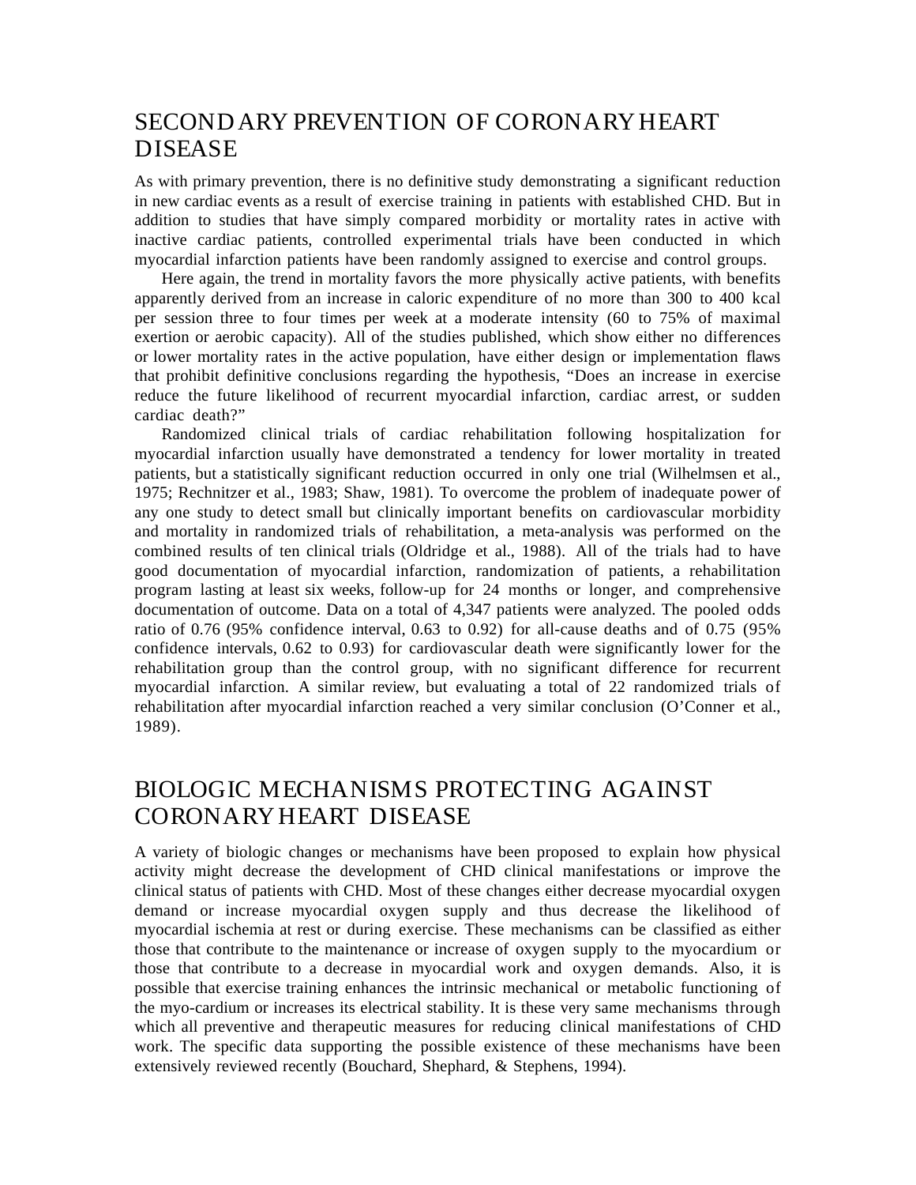## SECONDARY PREVENTION OF CORONARY HEART DISEASE

As with primary prevention, there is no definitive study demonstrating a significant reduction in new cardiac events as a result of exercise training in patients with established CHD. But in addition to studies that have simply compared morbidity or mortality rates in active with inactive cardiac patients, controlled experimental trials have been conducted in which myocardial infarction patients have been randomly assigned to exercise and control groups.

Here again, the trend in mortality favors the more physically active patients, with benefits apparently derived from an increase in caloric expenditure of no more than 300 to 400 kcal per session three to four times per week at a moderate intensity (60 to 75% of maximal exertion or aerobic capacity). All of the studies published, which show either no differences or lower mortality rates in the active population, have either design or implementation flaws that prohibit definitive conclusions regarding the hypothesis, "Does an increase in exercise reduce the future likelihood of recurrent myocardial infarction, cardiac arrest, or sudden cardiac death?"

Randomized clinical trials of cardiac rehabilitation following hospitalization for myocardial infarction usually have demonstrated a tendency for lower mortality in treated patients, but a statistically significant reduction occurred in only one trial (Wilhelmsen et al., 1975; Rechnitzer et al., 1983; Shaw, 1981). To overcome the problem of inadequate power of any one study to detect small but clinically important benefits on cardiovascular morbidity and mortality in randomized trials of rehabilitation, a meta-analysis was performed on the combined results of ten clinical trials (Oldridge et al., 1988). All of the trials had to have good documentation of myocardial infarction, randomization of patients, a rehabilitation program lasting at least six weeks, follow-up for 24 months or longer, and comprehensive documentation of outcome. Data on a total of 4,347 patients were analyzed. The pooled odds ratio of 0.76 (95% confidence interval, 0.63 to 0.92) for all-cause deaths and of 0.75 (95% confidence intervals, 0.62 to 0.93) for cardiovascular death were significantly lower for the rehabilitation group than the control group, with no significant difference for recurrent myocardial infarction. A similar review, but evaluating a total of 22 randomized trials of rehabilitation after myocardial infarction reached a very similar conclusion (O'Conner et al., 1989).

## BIOLOGIC MECHANISMS PROTECTING AGAINST CORONARY HEART DISEASE

A variety of biologic changes or mechanisms have been proposed to explain how physical activity might decrease the development of CHD clinical manifestations or improve the clinical status of patients with CHD. Most of these changes either decrease myocardial oxygen demand or increase myocardial oxygen supply and thus decrease the likelihood of myocardial ischemia at rest or during exercise. These mechanisms can be classified as either those that contribute to the maintenance or increase of oxygen supply to the myocardium or those that contribute to a decrease in myocardial work and oxygen demands. Also, it is possible that exercise training enhances the intrinsic mechanical or metabolic functioning of the myo-cardium or increases its electrical stability. It is these very same mechanisms through which all preventive and therapeutic measures for reducing clinical manifestations of CHD work. The specific data supporting the possible existence of these mechanisms have been extensively reviewed recently (Bouchard, Shephard, & Stephens, 1994).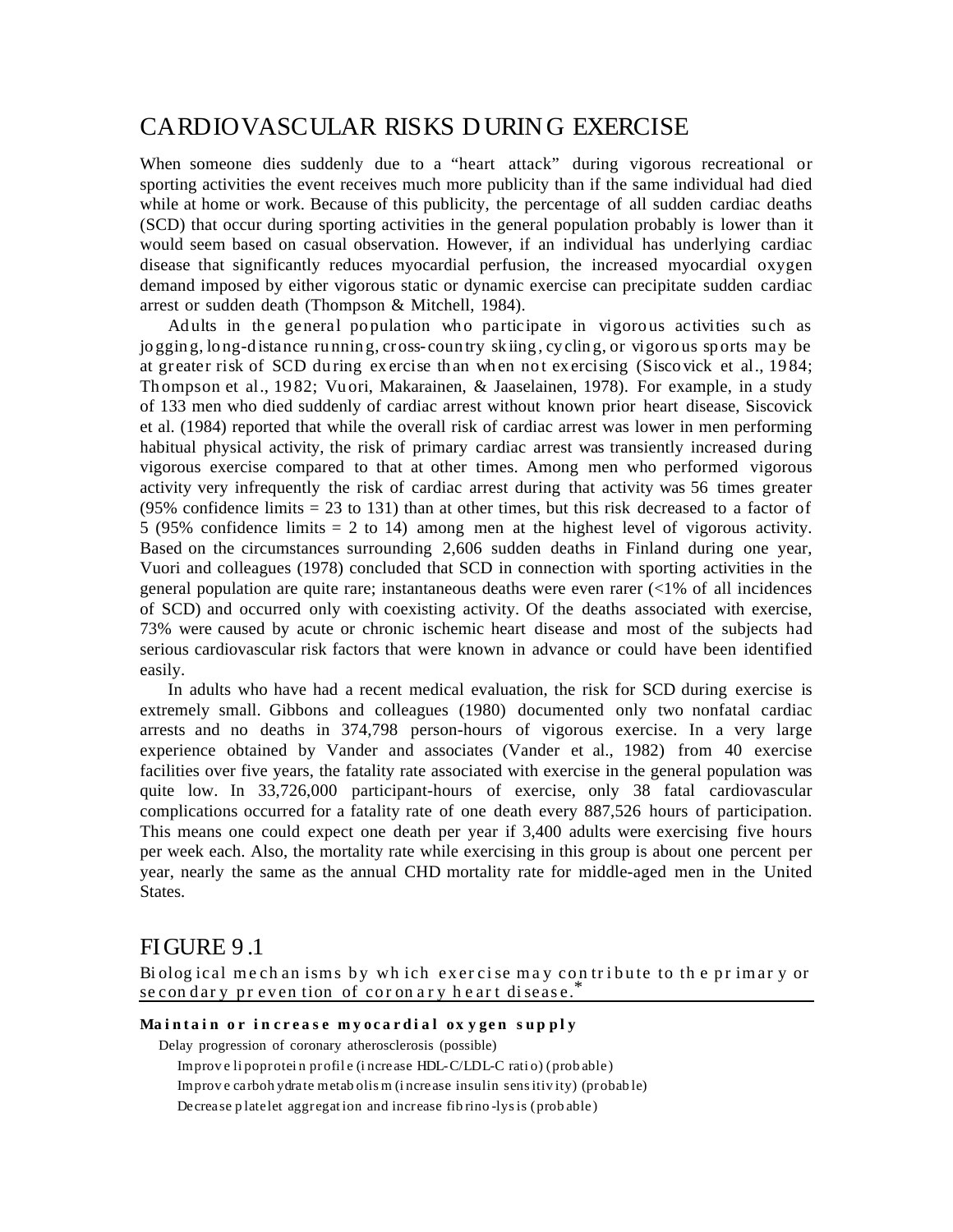## CARDIOVASCULAR RISKS DURING EXERCISE

When someone dies suddenly due to a "heart attack" during vigorous recreational or sporting activities the event receives much more publicity than if the same individual had died while at home or work. Because of this publicity, the percentage of all sudden cardiac deaths (SCD) that occur during sporting activities in the general population probably is lower than it would seem based on casual observation. However, if an individual has underlying cardiac disease that significantly reduces myocardial perfusion, the increased myocardial oxygen demand imposed by either vigorous static or dynamic exercise can precipitate sudden cardiac arrest or sudden death (Thompson & Mitchell, 1984).

Adults in the general population who participate in vigorous activities such as jogging, long-distance running, cross-country skiing, cycling, or vigorous sports may be at greater risk of SCD during exercise than when not exercising (Siscovick et al., 1984; Thompson et al., 1982; Vuori, Makarainen, & Jaaselainen, 1978). For example, in a study of 133 men who died suddenly of cardiac arrest without known prior heart disease, Siscovick et al. (1984) reported that while the overall risk of cardiac arrest was lower in men performing habitual physical activity, the risk of primary cardiac arrest was transiently increased during vigorous exercise compared to that at other times. Among men who performed vigorous activity very infrequently the risk of cardiac arrest during that activity was 56 times greater (95% confidence limits = 23 to 131) than at other times, but this risk decreased to a factor of 5 (95% confidence limits = 2 to 14) among men at the highest level of vigorous activity. Based on the circumstances surrounding 2,606 sudden deaths in Finland during one year, Vuori and colleagues (1978) concluded that SCD in connection with sporting activities in the general population are quite rare; instantaneous deaths were even rarer (<1% of all incidences of SCD) and occurred only with coexisting activity. Of the deaths associated with exercise, 73% were caused by acute or chronic ischemic heart disease and most of the subjects had serious cardiovascular risk factors that were known in advance or could have been identified easily.

In adults who have had a recent medical evaluation, the risk for SCD during exercise is extremely small. Gibbons and colleagues (1980) documented only two nonfatal cardiac arrests and no deaths in 374,798 person-hours of vigorous exercise. In a very large experience obtained by Vander and associates (Vander et al., 1982) from 40 exercise facilities over five years, the fatality rate associated with exercise in the general population was quite low. In 33,726,000 participant-hours of exercise, only 38 fatal cardiovascular complications occurred for a fatality rate of one death every 887,526 hours of participation. This means one could expect one death per year if 3,400 adults were exercising five hours per week each. Also, the mortality rate while exercising in this group is about one percent per year, nearly the same as the annual CHD mortality rate for middle-aged men in the United States.

## FIGURE 9.1

Biological mechanisms by which exercise may contribute to the primary or secondary prevention of coronary heart disease.*

**Maintain or increase myocardial oxygen supply**

- Delay progression of coronary atherosclerosis (possible)
  - Improve lipoprotein profile (increase HDL-C/LDL-C ratio) (probable)
  - Improve carbohydrate metabolism (increase insulin sensitivity) (probable)
  - Decrease platelet aggregation and increase fibrino-lysis (probable)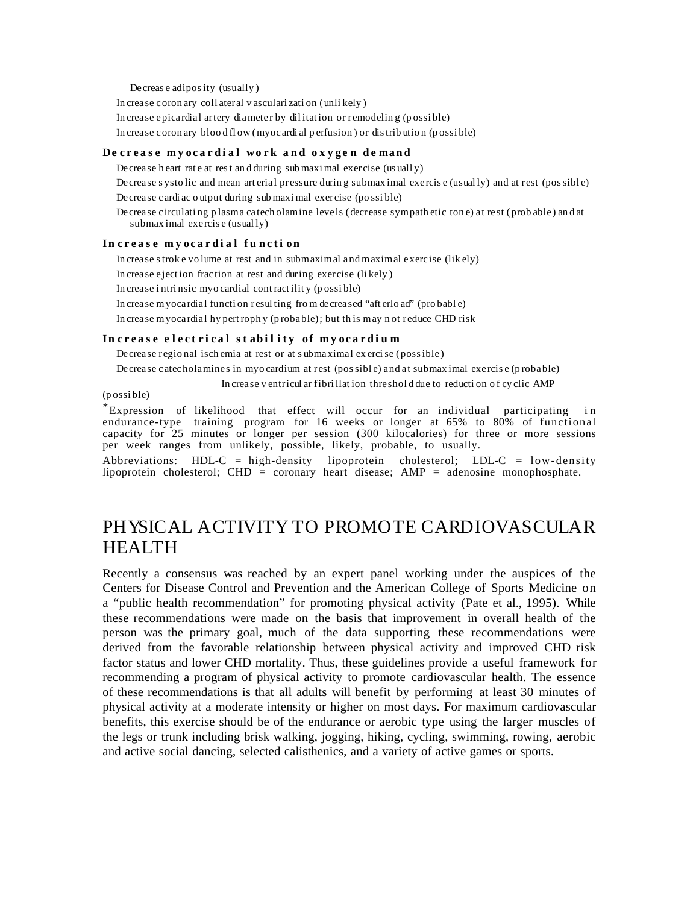Decrease adiposity (usually)

Increase coronary collateral vascularization (unlikely)

Increase epicardial artery diameter by dilitation or remodeling (possible)

Increase coronary blood flow (myocardial perfusion) or distribution (possible)

**Decrease myocardial work and oxygen demand**

Decrease heart rate at rest and during submaximal exercise (usually)

Decrease systolic and mean arterial pressure during submaximal exercise (usually) and at rest (possible)

Decrease cardiac output during submaximal exercise (possible)

Decrease circulating plasma catecholamine levels (decrease sympathetic tone) at rest (probable) and at submaximal exercise (usually)

**Increase myocardial function**

Increase stroke volume at rest and in submaximal and maximal exercise (likely)

Increase ejection fraction at rest and during exercise (likely)

Increase intrinsic myocardial contractility (possible)

Increase myocardial function resulting from decreased "afterload" (probable)

Increase myocardial hypertrophy (probable); but this may not reduce CHD risk

**Increase electrical stability of myocardium**

Decrease regional ischemia at rest or at submaximal exercise (possible)

Decrease catecholamines in myocardium at rest (possible) and at submaximal exercise (probable)

Increase ventricular fibrillation threshold due to reduction of cyclic AMP (possible)

*Expression of likelihood that effect will occur for an individual participating in endurance-type training program for 16 weeks or longer at 65% to 80% of functional capacity for 25 minutes or longer per session (300 kilocalories) for three or more sessions per week ranges from unlikely, possible, likely, probable, to usually.

Abbreviations: HDL-C = high-density lipoprotein cholesterol; LDL-C = low-density lipoprotein cholesterol; CHD = coronary heart disease; AMP = adenosine monophosphate.

# PHYSICAL ACTIVITY TO PROMOTE CARDIOVASCULAR HEALTH

Recently a consensus was reached by an expert panel working under the auspices of the Centers for Disease Control and Prevention and the American College of Sports Medicine on a "public health recommendation" for promoting physical activity (Pate et al., 1995). While these recommendations were made on the basis that improvement in overall health of the person was the primary goal, much of the data supporting these recommendations were derived from the favorable relationship between physical activity and improved CHD risk factor status and lower CHD mortality. Thus, these guidelines provide a useful framework for recommending a program of physical activity to promote cardiovascular health. The essence of these recommendations is that all adults will benefit by performing at least 30 minutes of physical activity at a moderate intensity or higher on most days. For maximum cardiovascular benefits, this exercise should be of the endurance or aerobic type using the larger muscles of the legs or trunk including brisk walking, jogging, hiking, cycling, swimming, rowing, aerobic and active social dancing, selected calisthenics, and a variety of active games or sports.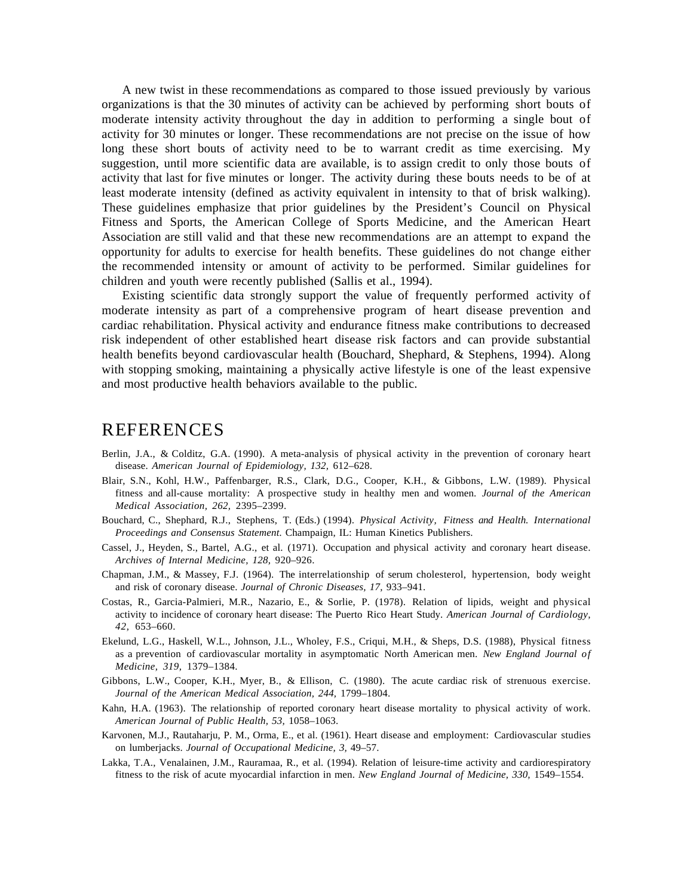A new twist in these recommendations as compared to those issued previously by various organizations is that the 30 minutes of activity can be achieved by performing short bouts of moderate intensity activity throughout the day in addition to performing a single bout of activity for 30 minutes or longer. These recommendations are not precise on the issue of how long these short bouts of activity need to be to warrant credit as time exercising. My suggestion, until more scientific data are available, is to assign credit to only those bouts of activity that last for five minutes or longer. The activity during these bouts needs to be of at least moderate intensity (defined as activity equivalent in intensity to that of brisk walking). These guidelines emphasize that prior guidelines by the President's Council on Physical Fitness and Sports, the American College of Sports Medicine, and the American Heart Association are still valid and that these new recommendations are an attempt to expand the opportunity for adults to exercise for health benefits. These guidelines do not change either the recommended intensity or amount of activity to be performed. Similar guidelines for children and youth were recently published (Sallis et al., 1994).

Existing scientific data strongly support the value of frequently performed activity of moderate intensity as part of a comprehensive program of heart disease prevention and cardiac rehabilitation. Physical activity and endurance fitness make contributions to decreased risk independent of other established heart disease risk factors and can provide substantial health benefits beyond cardiovascular health (Bouchard, Shephard, & Stephens, 1994). Along with stopping smoking, maintaining a physically active lifestyle is one of the least expensive and most productive health behaviors available to the public.

# REFERENCES

Berlin, J.A., & Colditz, G.A. (1990). A meta-analysis of physical activity in the prevention of coronary heart disease. *American Journal of Epidemiology, 132,* 612–628.

Blair, S.N., Kohl, H.W., Paffenbarger, R.S., Clark, D.G., Cooper, K.H., & Gibbons, L.W. (1989). Physical fitness and all-cause mortality: A prospective study in healthy men and women. *Journal of the American Medical Association, 262,* 2395–2399.

Bouchard, C., Shephard, R.J., Stephens, T. (Eds.) (1994). *Physical Activity, Fitness and Health. International Proceedings and Consensus Statement.* Champaign, IL: Human Kinetics Publishers.

Cassel, J., Heyden, S., Bartel, A.G., et al. (1971). Occupation and physical activity and coronary heart disease. *Archives of Internal Medicine, 128,* 920–926.

Chapman, J.M., & Massey, F.J. (1964). The interrelationship of serum cholesterol, hypertension, body weight and risk of coronary disease. *Journal of Chronic Diseases, 17*, 933–941.

Costas, R., Garcia-Palmieri, M.R., Nazario, E., & Sorlie, P. (1978). Relation of lipids, weight and physical activity to incidence of coronary heart disease: The Puerto Rico Heart Study. *American Journal of Cardiology, 42,* 653–660.

Ekelund, L.G., Haskell, W.L., Johnson, J.L., Wholey, F.S., Criqui, M.H., & Sheps, D.S. (1988), Physical fitness as a prevention of cardiovascular mortality in asymptomatic North American men. *New England Journal of Medicine, 319,* 1379–1384.

Gibbons, L.W., Cooper, K.H., Myer, B., & Ellison, C. (1980). The acute cardiac risk of strenuous exercise. *Journal of the American Medical Association, 244,* 1799–1804.

Kahn, H.A. (1963). The relationship of reported coronary heart disease mortality to physical activity of work. *American Journal of Public Health, 53,* 1058–1063.

Karvonen, M.J., Rautaharju, P. M., Orma, E., et al. (1961). Heart disease and employment: Cardiovascular studies on lumberjacks. *Journal of Occupational Medicine, 3,* 49–57.

Lakka, T.A., Venalainen, J.M., Rauramaa, R., et al. (1994). Relation of leisure-time activity and cardiorespiratory fitness to the risk of acute myocardial infarction in men. *New England Journal of Medicine, 330,* 1549–1554.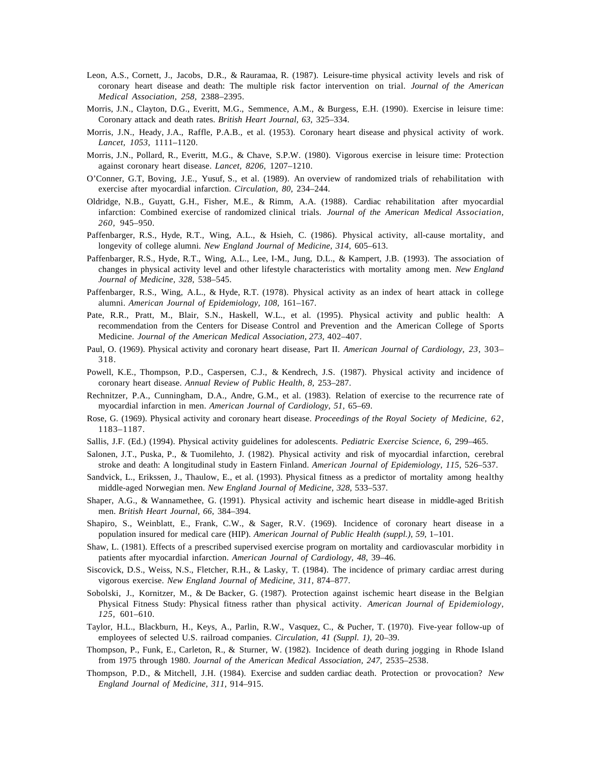Leon, A.S., Cornett, J., Jacobs, D.R., & Rauramaa, R. (1987). Leisure-time physical activity levels and risk of coronary heart disease and death: The multiple risk factor intervention on trial. *Journal of the American Medical Association, 258,* 2388–2395.

Morris, J.N., Clayton, D.G., Everitt, M.G., Semmence, A.M., & Burgess, E.H. (1990). Exercise in leisure time: Coronary attack and death rates. *British Heart Journal, 63*, 325–334.

Morris, J.N., Heady, J.A., Raffle, P.A.B., et al. (1953). Coronary heart disease and physical activity of work. *Lancet, 1053,* 1111–1120.

Morris, J.N., Pollard, R., Everitt, M.G., & Chave, S.P.W. (1980). Vigorous exercise in leisure time: Protection against coronary heart disease. *Lancet, 8206,* 1207–1210.

O'Conner, G.T, Boving, J.E., Yusuf, S., et al. (1989). An overview of randomized trials of rehabilitation with exercise after myocardial infarction. *Circulation, 80,* 234–244.

Oldridge, N.B., Guyatt, G.H., Fisher, M.E., & Rimm, A.A. (1988). Cardiac rehabilitation after myocardial infarction: Combined exercise of randomized clinical trials. *Journal of the American Medical Association, 260,* 945–950.

Paffenbarger, R.S., Hyde, R.T., Wing, A.L., & Hsieh, C. (1986). Physical activity, all-cause mortality, and longevity of college alumni. *New England Journal of Medicine, 314,* 605–613.

Paffenbarger, R.S., Hyde, R.T., Wing, A.L., Lee, I-M., Jung, D.L., & Kampert, J.B. (1993). The association of changes in physical activity level and other lifestyle characteristics with mortality among men. *New England Journal of Medicine, 328,* 538–545.

Paffenbarger, R.S., Wing, A.L., & Hyde, R.T. (1978). Physical activity as an index of heart attack in college alumni. *American Journal of Epidemiology, 108,* 161–167.

Pate, R.R., Pratt, M., Blair, S.N., Haskell, W.L., et al. (1995). Physical activity and public health: A recommendation from the Centers for Disease Control and Prevention and the American College of Sports Medicine. *Journal of the American Medical Association, 273,* 402–407.

Paul, O. (1969). Physical activity and coronary heart disease, Part II. *American Journal of Cardiology, 23*, 303–318.

Powell, K.E., Thompson, P.D., Caspersen, C.J., & Kendrech, J.S. (1987). Physical activity and incidence of coronary heart disease. *Annual Review of Public Health, 8,* 253–287.

Rechnitzer, P.A., Cunningham, D.A., Andre, G.M., et al. (1983). Relation of exercise to the recurrence rate of myocardial infarction in men. *American Journal of Cardiology, 51,* 65–69.

Rose, G. (1969). Physical activity and coronary heart disease. *Proceedings of the Royal Society of Medicine, 62*, 1183–1187.

Sallis, J.F. (Ed.) (1994). Physical activity guidelines for adolescents. *Pediatric Exercise Science, 6,* 299–465.

Salonen, J.T., Puska, P., & Tuomilehto, J. (1982). Physical activity and risk of myocardial infarction, cerebral stroke and death: A longitudinal study in Eastern Finland. *American Journal of Epidemiology, 115,* 526–537.

Sandvick, L., Erikssen, J., Thaulow, E., et al. (1993). Physical fitness as a predictor of mortality among healthy middle-aged Norwegian men. *New England Journal of Medicine, 328,* 533–537.

Shaper, A.G., & Wannamethee, G. (1991). Physical activity and ischemic heart disease in middle-aged British men. *British Heart Journal, 66,* 384–394.

Shapiro, S., Weinblatt, E., Frank, C.W., & Sager, R.V. (1969). Incidence of coronary heart disease in a population insured for medical care (HIP). *American Journal of Public Health (suppl.), 59,* 1–101.

Shaw, L. (1981). Effects of a prescribed supervised exercise program on mortality and cardiovascular morbidity in patients after myocardial infarction. *American Journal of Cardiology, 48,* 39–46.

Siscovick, D.S., Weiss, N.S., Fletcher, R.H., & Lasky, T. (1984). The incidence of primary cardiac arrest during vigorous exercise. *New England Journal of Medicine, 311,* 874–877.

Sobolski, J., Kornitzer, M., & De Backer, G. (1987). Protection against ischemic heart disease in the Belgian Physical Fitness Study: Physical fitness rather than physical activity. *American Journal of Epidemiology, 125,* 601–610.

Taylor, H.L., Blackburn, H., Keys, A., Parlin, R.W., Vasquez, C., & Pucher, T. (1970). Five-year follow-up of employees of selected U.S. railroad companies. *Circulation, 41 (Suppl. 1),* 20–39.

Thompson, P., Funk, E., Carleton, R., & Sturner, W. (1982). Incidence of death during jogging in Rhode Island from 1975 through 1980. *Journal of the American Medical Association, 247,* 2535–2538.

Thompson, P.D., & Mitchell, J.H. (1984). Exercise and sudden cardiac death. Protection or provocation? *New England Journal of Medicine, 311,* 914–915.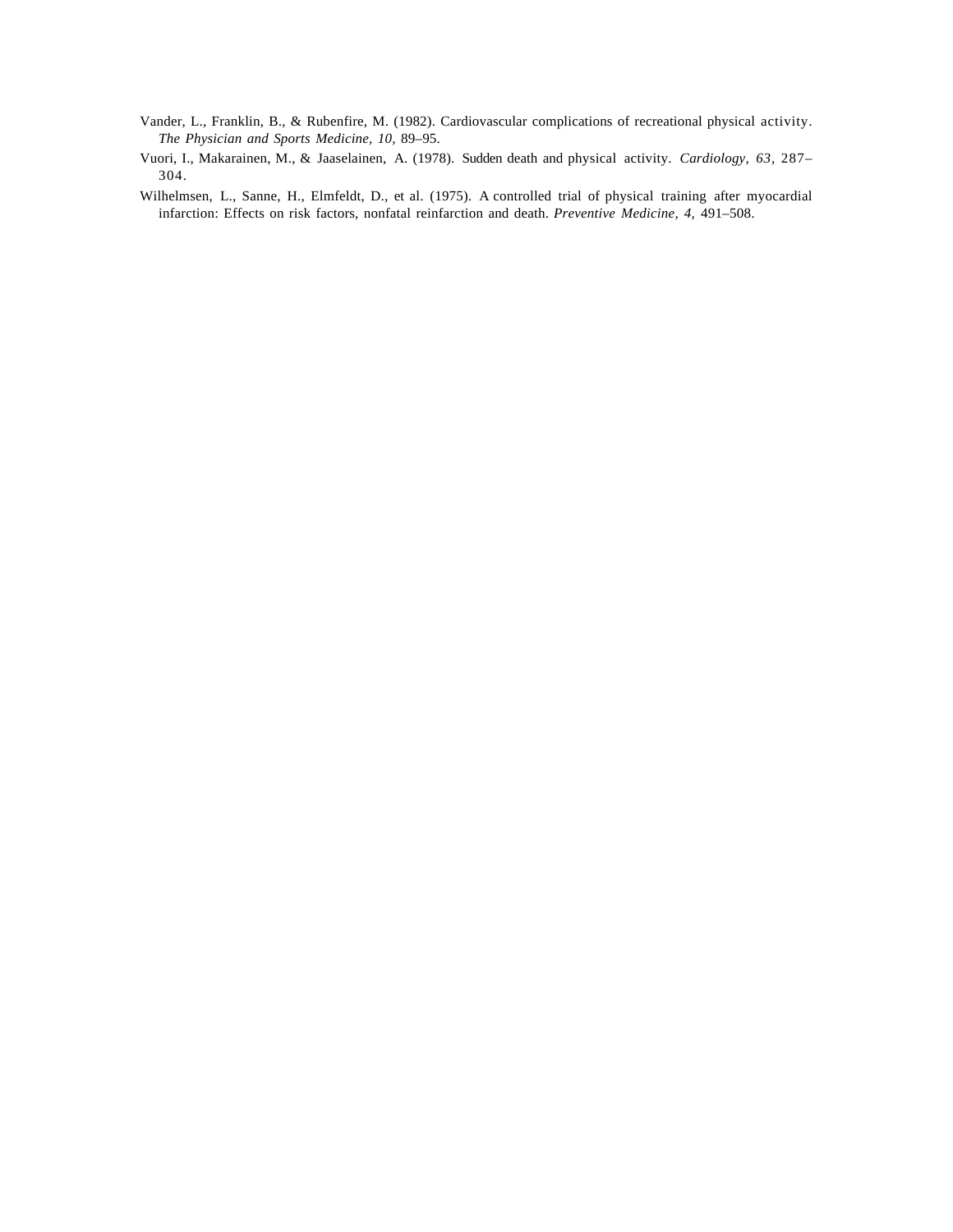Vander, L., Franklin, B., & Rubenfire, M. (1982). Cardiovascular complications of recreational physical activity. *The Physician and Sports Medicine, 10,* 89–95.

Vuori, I., Makarainen, M., & Jaaselainen, A. (1978). Sudden death and physical activity. *Cardiology, 63*, 287–304.

Wilhelmsen, L., Sanne, H., Elmfeldt, D., et al. (1975). A controlled trial of physical training after myocardial infarction: Effects on risk factors, nonfatal reinfarction and death. *Preventive Medicine, 4,* 491–508.